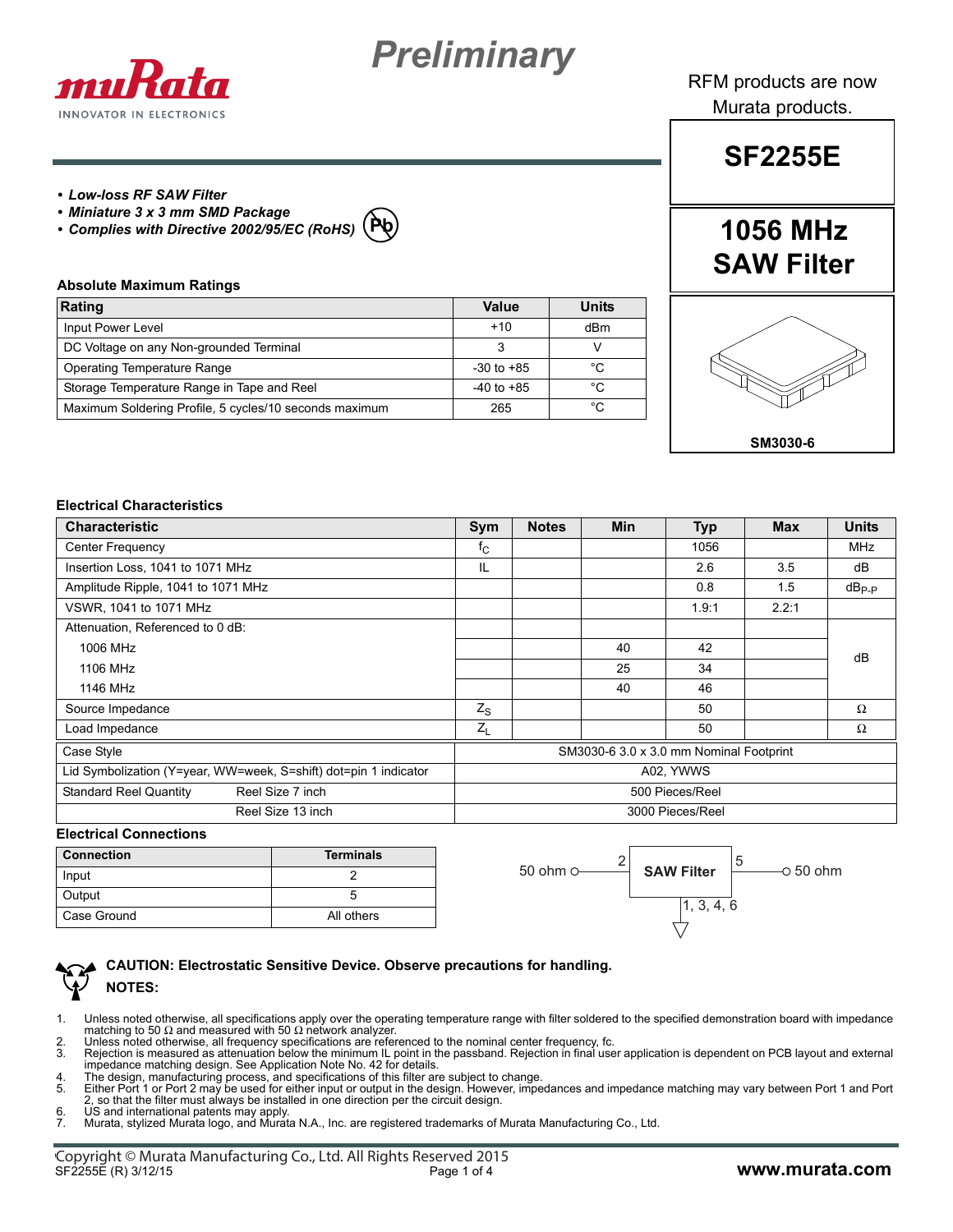# Preliminary

RFM products are now Murata products.

## SF2255E

## 1056 MHz SAW Filter

SM3030-6

- ***Low-loss RF SAW Filter***
- ***Miniature 3 x 3 mm SMD Package***
- ***Complies with Directive 2002/95/EC (RoHS)***

### Absolute Maximum Ratings

| Rating | Value | Units |
|---|---|---|
| Input Power Level | +10 | dBm |
| DC Voltage on any Non-grounded Terminal | 3 | V |
| Operating Temperature Range | -30 to +85 | °C |
| Storage Temperature Range in Tape and Reel | -40 to +85 | °C |
| Maximum Soldering Profile, 5 cycles/10 seconds maximum | 265 | °C |

### Electrical Characteristics

| Characteristic | Sym | Notes | Min | Typ | Max | Units |
|---|---|---|---|---|---|---|
| Center Frequency | $f_C$ | | | 1056 | | MHz |
| Insertion Loss, 1041 to 1071 MHz | IL | | | 2.6 | 3.5 | dB |
| Amplitude Ripple, 1041 to 1071 MHz | | | | 0.8 | 1.5 | $dB_{P-P}$ |
| VSWR, 1041 to 1071 MHz | | | | 1.9:1 | 2.2:1 | |
| Attenuation, Referenced to 0 dB: | | | | | | dB |
| 1006 MHz | | | 40 | 42 | | dB |
| 1106 MHz | | | 25 | 34 | | dB |
| 1146 MHz | | | 40 | 46 | | dB |
| Source Impedance | $Z_S$ | | | 50 | | Ω |
| Load Impedance | $Z_L$ | | | 50 | | Ω |
| Case Style | SM3030-6 3.0 x 3.0 mm Nominal Footprint | | | | | |
| Lid Symbolization (Y=year, WW=week, S=shift) dot=pin 1 indicator | A02, YWWS | | | | | |
| Standard Reel Quantity — Reel Size 7 inch | 500 Pieces/Reel | | | | | |
| Reel Size 13 inch | 3000 Pieces/Reel | | | | | |

### Electrical Connections

| Connection | Terminals |
|---|---|
| Input | 2 |
| Output | 5 |
| Case Ground | All others |

50 ohm — 2 — SAW Filter — 5 — 50 ohm; 1, 3, 4, 6 to ground

**CAUTION: Electrostatic Sensitive Device. Observe precautions for handling.**

**NOTES:**

1. Unless noted otherwise, all specifications apply over the operating temperature range with filter soldered to the specified demonstration board with impedance matching to 50 Ω and measured with 50 Ω network analyzer.
2. Unless noted otherwise, all frequency specifications are referenced to the nominal center frequency, fc.
3. Rejection is measured as attenuation below the minimum IL point in the passband. Rejection in final user application is dependent on PCB layout and external impedance matching design. See Application Note No. 42 for details.
4. The design, manufacturing process, and specifications of this filter are subject to change.
5. Either Port 1 or Port 2 may be used for either input or output in the design. However, impedances and impedance matching may vary between Port 1 and Port 2, so that the filter must always be installed in one direction per the circuit design.
6. US and international patents may apply.
7. Murata, stylized Murata logo, and Murata N.A., Inc. are registered trademarks of Murata Manufacturing Co., Ltd.

Copyright © Murata Manufacturing Co., Ltd. All Rights Reserved 2015
SF2255E (R) 3/12/15
www.murata.com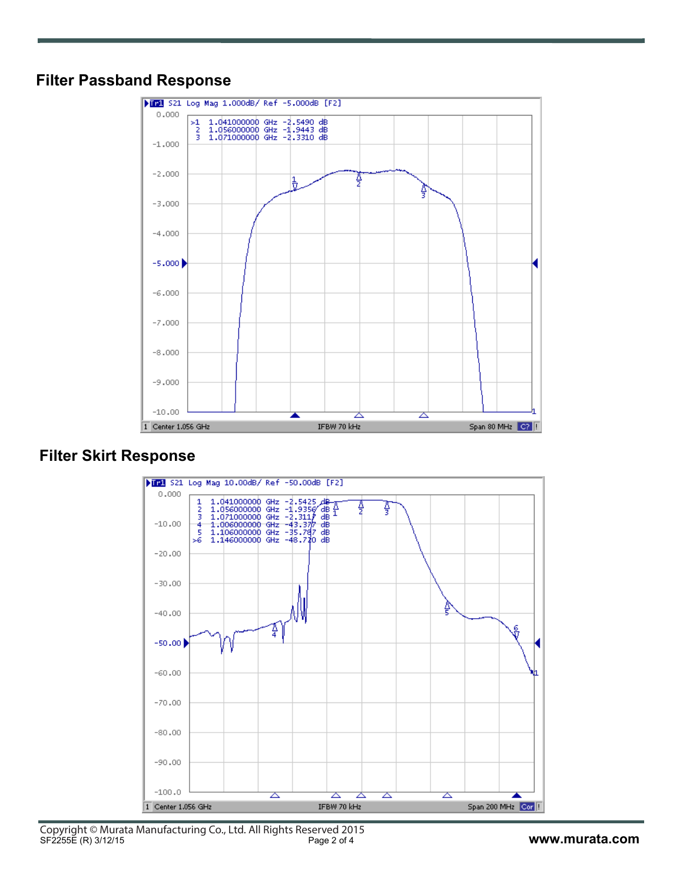## Filter Passband Response

## Filter Skirt Response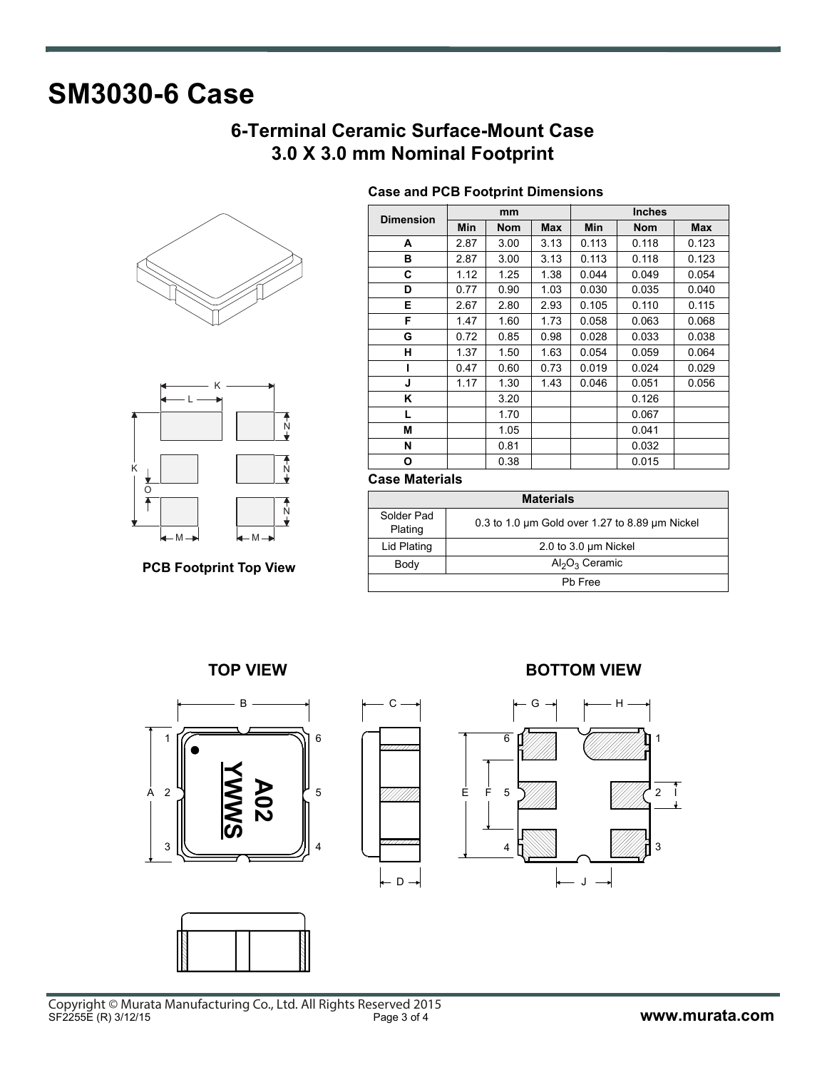# SM3030-6 Case

## 6-Terminal Ceramic Surface-Mount Case
## 3.0 X 3.0 mm Nominal Footprint

**Case and PCB Footprint Dimensions**

| Dimension | mm | | | Inches | | |
|---|---|---|---|---|---|---|
| | Min | Nom | Max | Min | Nom | Max |
| A | 2.87 | 3.00 | 3.13 | 0.113 | 0.118 | 0.123 |
| B | 2.87 | 3.00 | 3.13 | 0.113 | 0.118 | 0.123 |
| C | 1.12 | 1.25 | 1.38 | 0.044 | 0.049 | 0.054 |
| D | 0.77 | 0.90 | 1.03 | 0.030 | 0.035 | 0.040 |
| E | 2.67 | 2.80 | 2.93 | 0.105 | 0.110 | 0.115 |
| F | 1.47 | 1.60 | 1.73 | 0.058 | 0.063 | 0.068 |
| G | 0.72 | 0.85 | 0.98 | 0.028 | 0.033 | 0.038 |
| H | 1.37 | 1.50 | 1.63 | 0.054 | 0.059 | 0.064 |
| I | 0.47 | 0.60 | 0.73 | 0.019 | 0.024 | 0.029 |
| J | 1.17 | 1.30 | 1.43 | 0.046 | 0.051 | 0.056 |
| K | | 3.20 | | | 0.126 | |
| L | | 1.70 | | | 0.067 | |
| M | | 1.05 | | | 0.041 | |
| N | | 0.81 | | | 0.032 | |
| O | | 0.38 | | | 0.015 | |

**PCB Footprint Top View**

**Case Materials**

| Materials | |
|---|---|
| Solder Pad Plating | 0.3 to 1.0 µm Gold over 1.27 to 8.89 µm Nickel |
| Lid Plating | 2.0 to 3.0 µm Nickel |
| Body | $Al_2O_3$ Ceramic |
| Pb Free | |

**TOP VIEW**

**BOTTOM VIEW**

Copyright © Murata Manufacturing Co., Ltd. All Rights Reserved 2015
SF2255E (R) 3/12/15

www.murata.com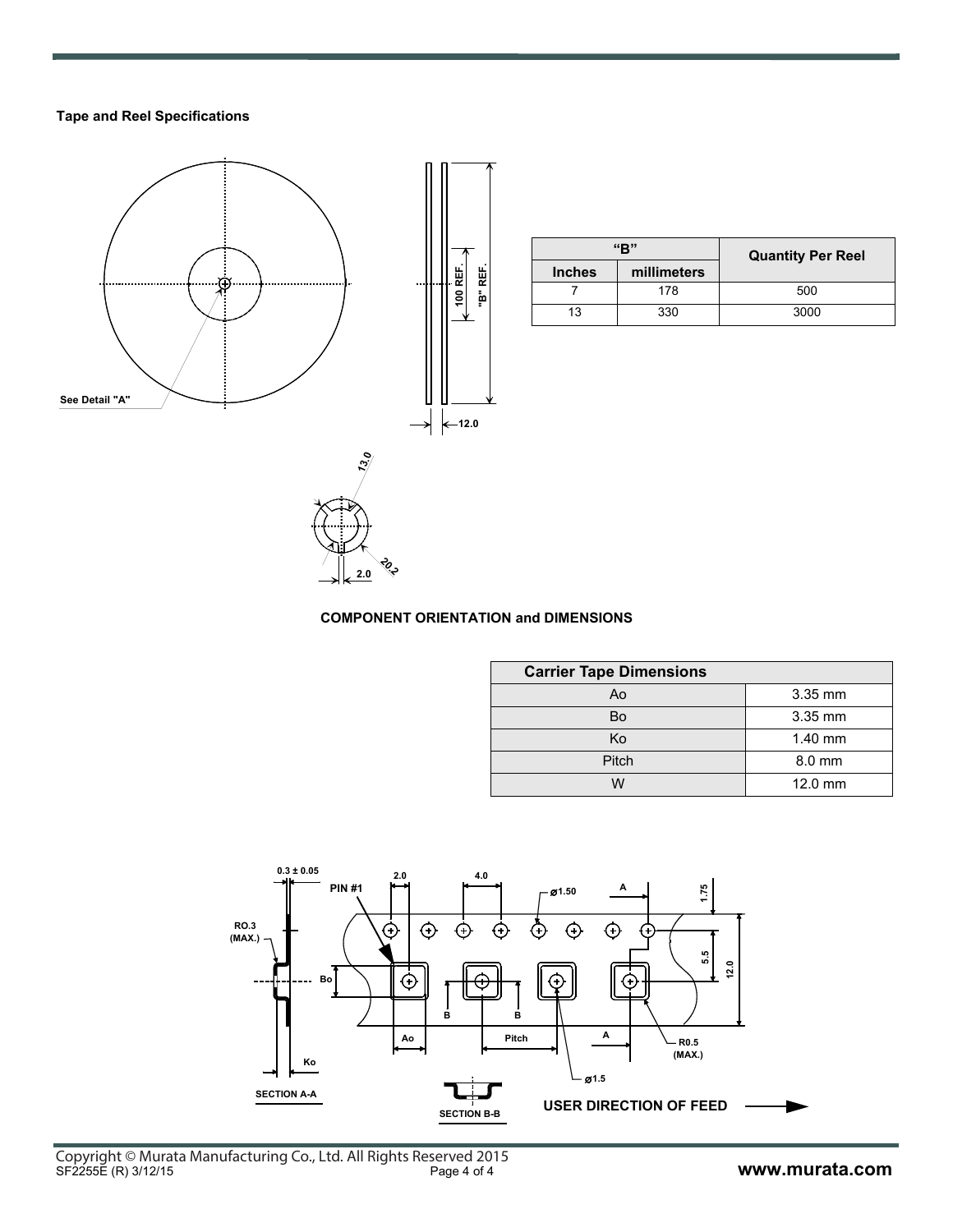### Tape and Reel Specifications

| "B" | | Quantity Per Reel |
|---|---|---|
| Inches | millimeters | |
| 7 | 178 | 500 |
| 13 | 330 | 3000 |

**COMPONENT ORIENTATION and DIMENSIONS**

| Carrier Tape Dimensions | |
|---|---|
| Ao | 3.35 mm |
| Bo | 3.35 mm |
| Ko | 1.40 mm |
| Pitch | 8.0 mm |
| W | 12.0 mm |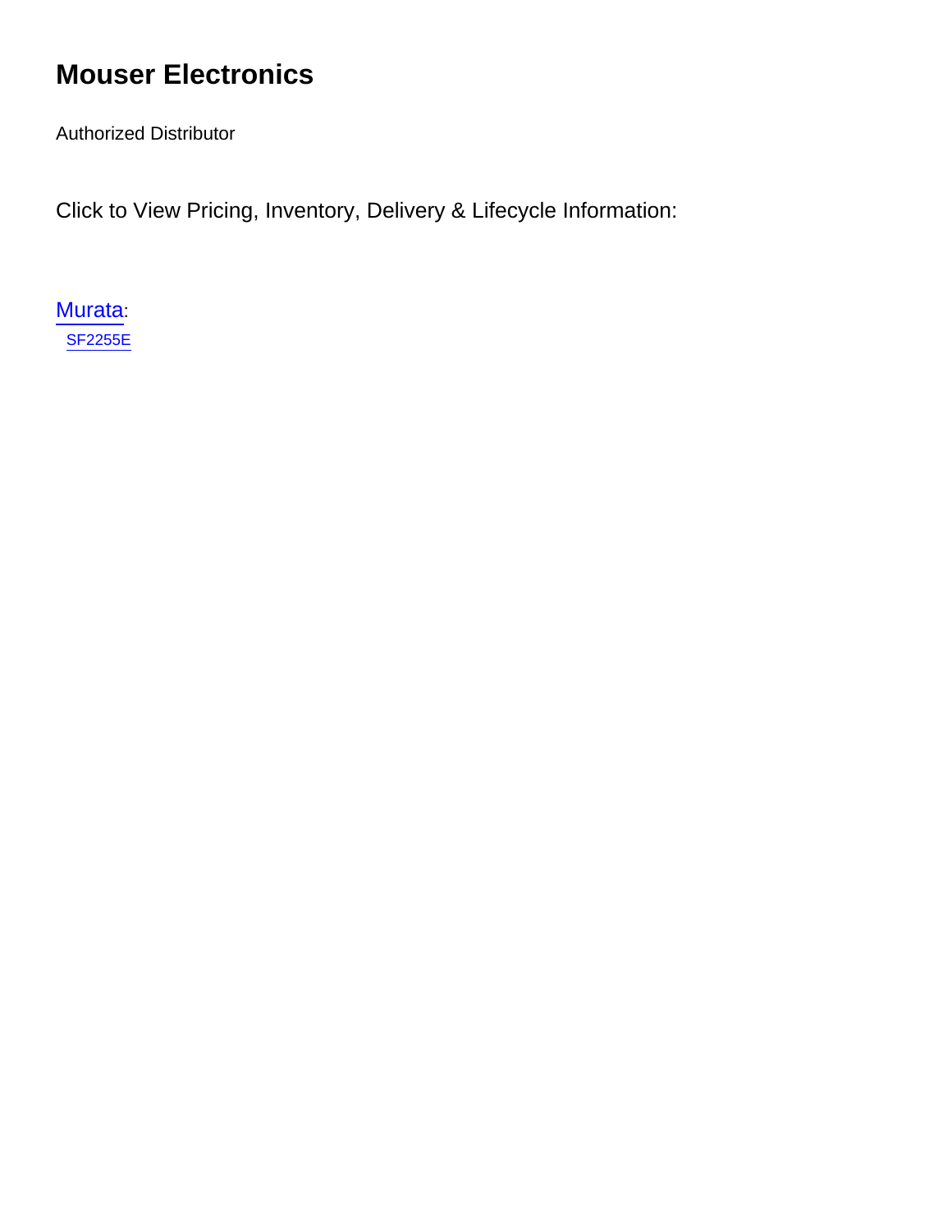# Mouser Electronics

Authorized Distributor

Click to View Pricing, Inventory, Delivery & Lifecycle Information:

Murata:

SF2255E